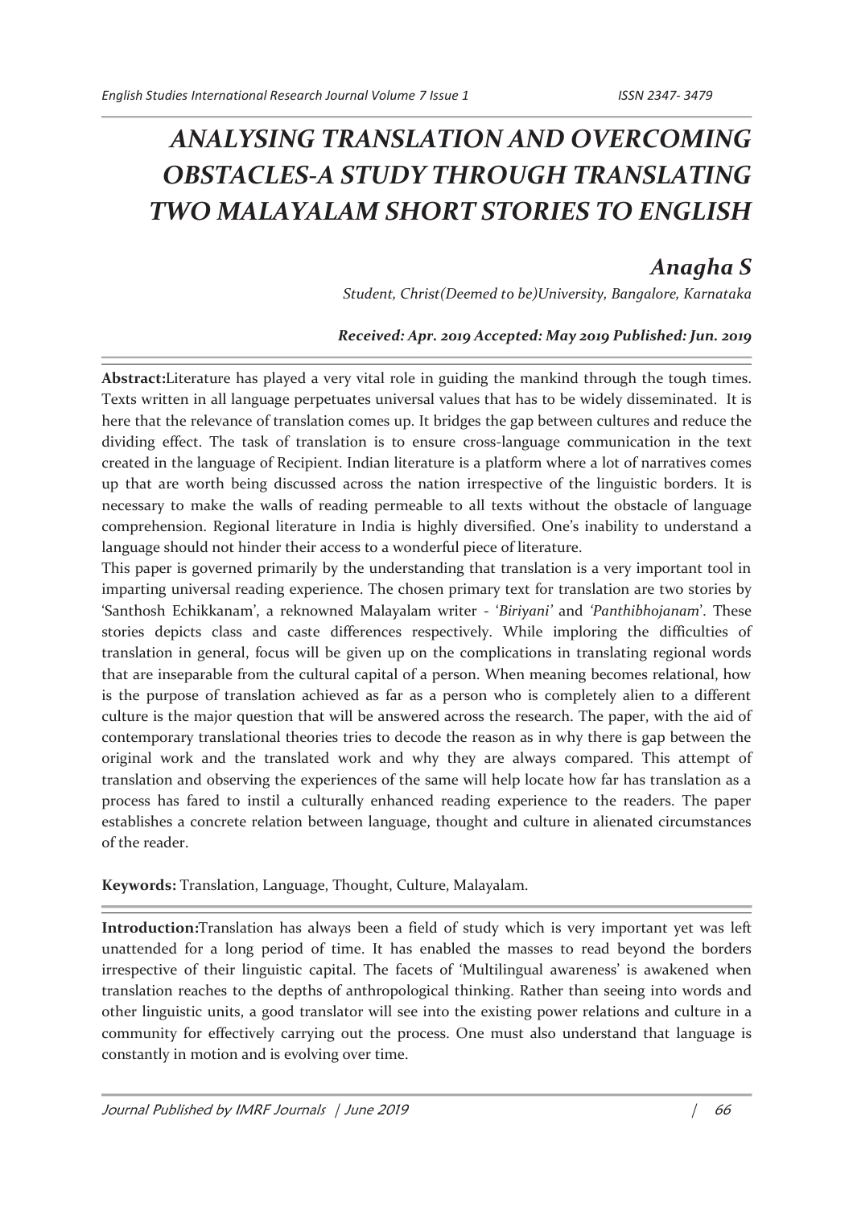# ANALYSING TRANSLATION AND OVERCOMING OBSTACLES-A STUDY THROUGH TRANSLATING TWO MALAYALAM SHORT STORIES TO ENGLISH

## Anagha S

*Student, Christ(Deemed to be)University, Bangalore, Karnataka*

***Received: Apr. 2019 Accepted: May 2019 Published: Jun. 2019***

---

**Abstract:**Literature has played a very vital role in guiding the mankind through the tough times. Texts written in all language perpetuates universal values that has to be widely disseminated. It is here that the relevance of translation comes up. It bridges the gap between cultures and reduce the dividing effect. The task of translation is to ensure cross-language communication in the text created in the language of Recipient. Indian literature is a platform where a lot of narratives comes up that are worth being discussed across the nation irrespective of the linguistic borders. It is necessary to make the walls of reading permeable to all texts without the obstacle of language comprehension. Regional literature in India is highly diversified. One's inability to understand a language should not hinder their access to a wonderful piece of literature.

This paper is governed primarily by the understanding that translation is a very important tool in imparting universal reading experience. The chosen primary text for translation are two stories by 'Santhosh Echikkanam', a reknowned Malayalam writer - '*Biriyani'* and *'Panthibhojanam*'. These stories depicts class and caste differences respectively. While imploring the difficulties of translation in general, focus will be given up on the complications in translating regional words that are inseparable from the cultural capital of a person. When meaning becomes relational, how is the purpose of translation achieved as far as a person who is completely alien to a different culture is the major question that will be answered across the research. The paper, with the aid of contemporary translational theories tries to decode the reason as in why there is gap between the original work and the translated work and why they are always compared. This attempt of translation and observing the experiences of the same will help locate how far has translation as a process has fared to instil a culturally enhanced reading experience to the readers. The paper establishes a concrete relation between language, thought and culture in alienated circumstances of the reader.

**Keywords:** Translation, Language, Thought, Culture, Malayalam.

---

**Introduction:**Translation has always been a field of study which is very important yet was left unattended for a long period of time. It has enabled the masses to read beyond the borders irrespective of their linguistic capital. The facets of 'Multilingual awareness' is awakened when translation reaches to the depths of anthropological thinking. Rather than seeing into words and other linguistic units, a good translator will see into the existing power relations and culture in a community for effectively carrying out the process. One must also understand that language is constantly in motion and is evolving over time.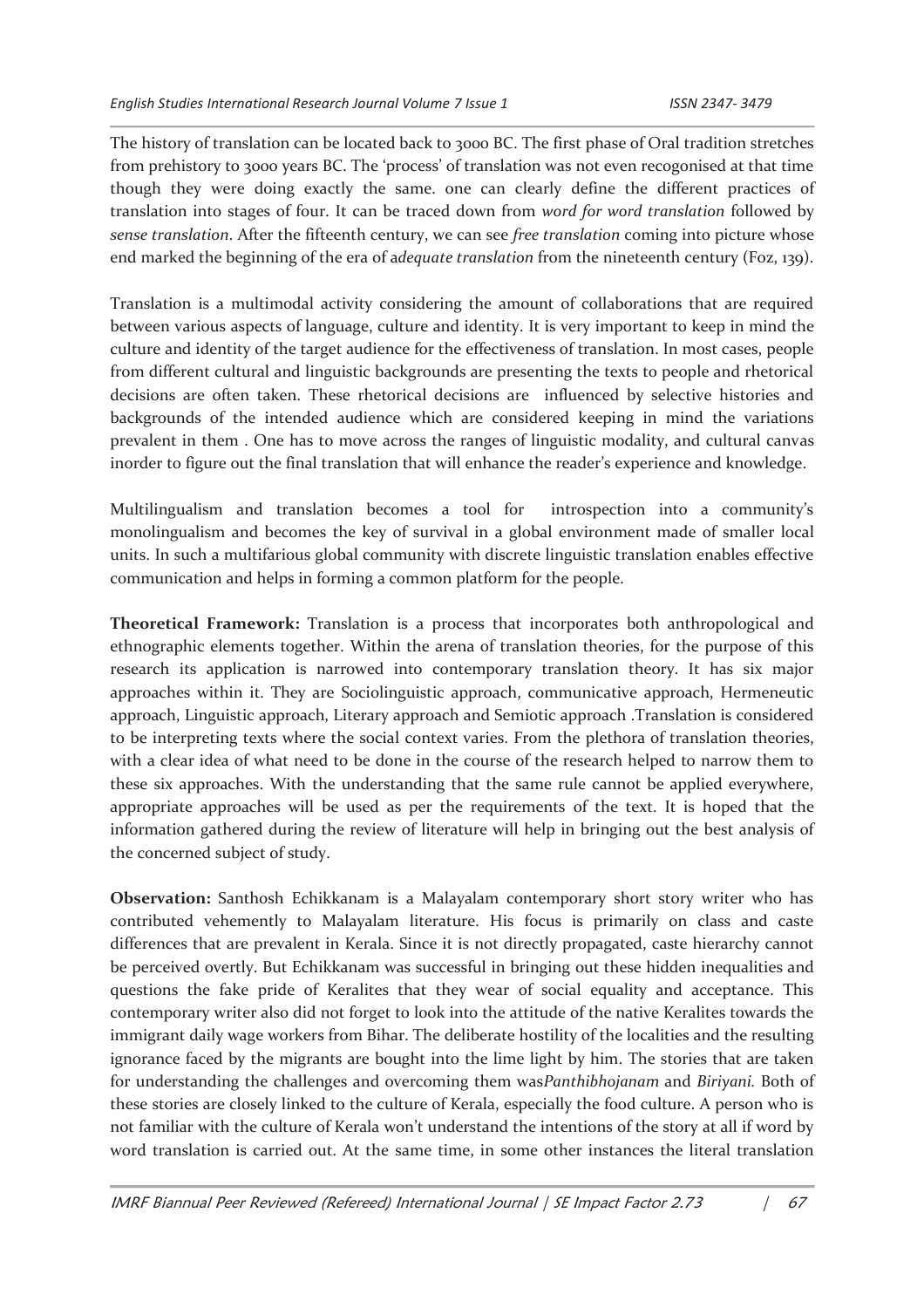The history of translation can be located back to 3000 BC. The first phase of Oral tradition stretches from prehistory to 3000 years BC. The 'process' of translation was not even recogonised at that time though they were doing exactly the same. one can clearly define the different practices of translation into stages of four. It can be traced down from *word for word translation* followed by *sense translation*. After the fifteenth century, we can see *free translation* coming into picture whose end marked the beginning of the era of a*dequate translation* from the nineteenth century (Foz, 139).

Translation is a multimodal activity considering the amount of collaborations that are required between various aspects of language, culture and identity. It is very important to keep in mind the culture and identity of the target audience for the effectiveness of translation. In most cases, people from different cultural and linguistic backgrounds are presenting the texts to people and rhetorical decisions are often taken. These rhetorical decisions are influenced by selective histories and backgrounds of the intended audience which are considered keeping in mind the variations prevalent in them . One has to move across the ranges of linguistic modality, and cultural canvas inorder to figure out the final translation that will enhance the reader's experience and knowledge.

Multilingualism and translation becomes a tool for introspection into a community's monolingualism and becomes the key of survival in a global environment made of smaller local units. In such a multifarious global community with discrete linguistic translation enables effective communication and helps in forming a common platform for the people.

**Theoretical Framework:** Translation is a process that incorporates both anthropological and ethnographic elements together. Within the arena of translation theories, for the purpose of this research its application is narrowed into contemporary translation theory. It has six major approaches within it. They are Sociolinguistic approach, communicative approach, Hermeneutic approach, Linguistic approach, Literary approach and Semiotic approach .Translation is considered to be interpreting texts where the social context varies. From the plethora of translation theories, with a clear idea of what need to be done in the course of the research helped to narrow them to these six approaches. With the understanding that the same rule cannot be applied everywhere, appropriate approaches will be used as per the requirements of the text. It is hoped that the information gathered during the review of literature will help in bringing out the best analysis of the concerned subject of study.

**Observation:** Santhosh Echikkanam is a Malayalam contemporary short story writer who has contributed vehemently to Malayalam literature. His focus is primarily on class and caste differences that are prevalent in Kerala. Since it is not directly propagated, caste hierarchy cannot be perceived overtly. But Echikkanam was successful in bringing out these hidden inequalities and questions the fake pride of Keralites that they wear of social equality and acceptance. This contemporary writer also did not forget to look into the attitude of the native Keralites towards the immigrant daily wage workers from Bihar. The deliberate hostility of the localities and the resulting ignorance faced by the migrants are bought into the lime light by him. The stories that are taken for understanding the challenges and overcoming them was*Panthibhojanam* and *Biriyani.* Both of these stories are closely linked to the culture of Kerala, especially the food culture. A person who is not familiar with the culture of Kerala won't understand the intentions of the story at all if word by word translation is carried out. At the same time, in some other instances the literal translation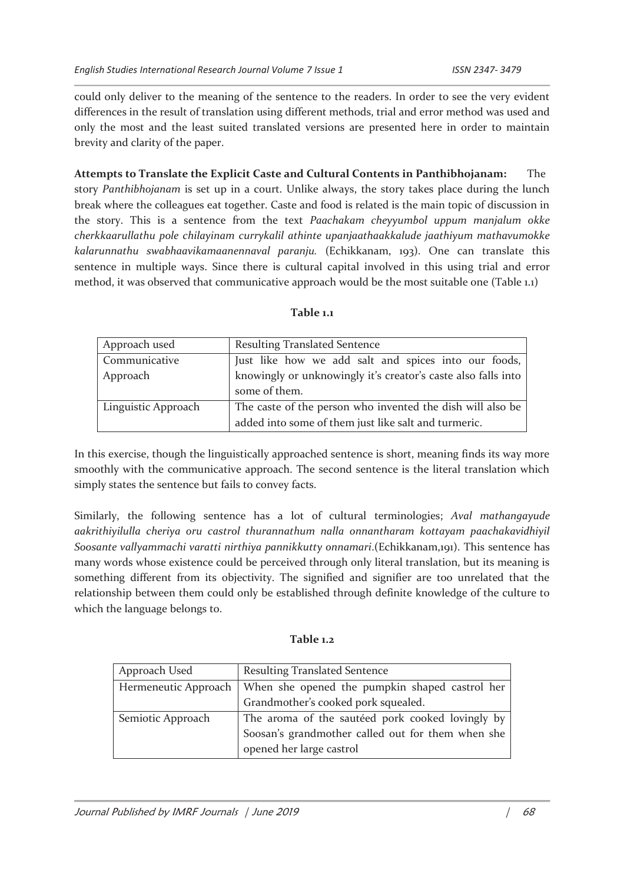could only deliver to the meaning of the sentence to the readers. In order to see the very evident differences in the result of translation using different methods, trial and error method was used and only the most and the least suited translated versions are presented here in order to maintain brevity and clarity of the paper.

**Attempts to Translate the Explicit Caste and Cultural Contents in Panthibhojanam:** The story *Panthibhojanam* is set up in a court. Unlike always, the story takes place during the lunch break where the colleagues eat together. Caste and food is related is the main topic of discussion in the story. This is a sentence from the text *Paachakam cheyyumbol uppum manjalum okke cherkkaarullathu pole chilayinam currykalil athinte upanjaathaakkalude jaathiyum mathavumokke kalarunnathu swabhaavikamaanennaval paranju.* (Echikkanam, 193). One can translate this sentence in multiple ways. Since there is cultural capital involved in this using trial and error method, it was observed that communicative approach would be the most suitable one (Table 1.1)

**Table 1.1**

| Approach used | Resulting Translated Sentence |
|---|---|
| Communicative Approach | Just like how we add salt and spices into our foods, knowingly or unknowingly it's creator's caste also falls into some of them. |
| Linguistic Approach | The caste of the person who invented the dish will also be added into some of them just like salt and turmeric. |

In this exercise, though the linguistically approached sentence is short, meaning finds its way more smoothly with the communicative approach. The second sentence is the literal translation which simply states the sentence but fails to convey facts.

Similarly, the following sentence has a lot of cultural terminologies; *Aval mathangayude aakrithiyilulla cheriya oru castrol thurannathum nalla onnantharam kottayam paachakavidhiyil Soosante vallyammachi varatti nirthiya pannikkutty onnamari*.(Echikkanam,191). This sentence has many words whose existence could be perceived through only literal translation, but its meaning is something different from its objectivity. The signified and signifier are too unrelated that the relationship between them could only be established through definite knowledge of the culture to which the language belongs to.

**Table 1.2**

| Approach Used | Resulting Translated Sentence |
|---|---|
| Hermeneutic Approach | When she opened the pumpkin shaped castrol her Grandmother's cooked pork squealed. |
| Semiotic Approach | The aroma of the sautéed pork cooked lovingly by Soosan's grandmother called out for them when she opened her large castrol |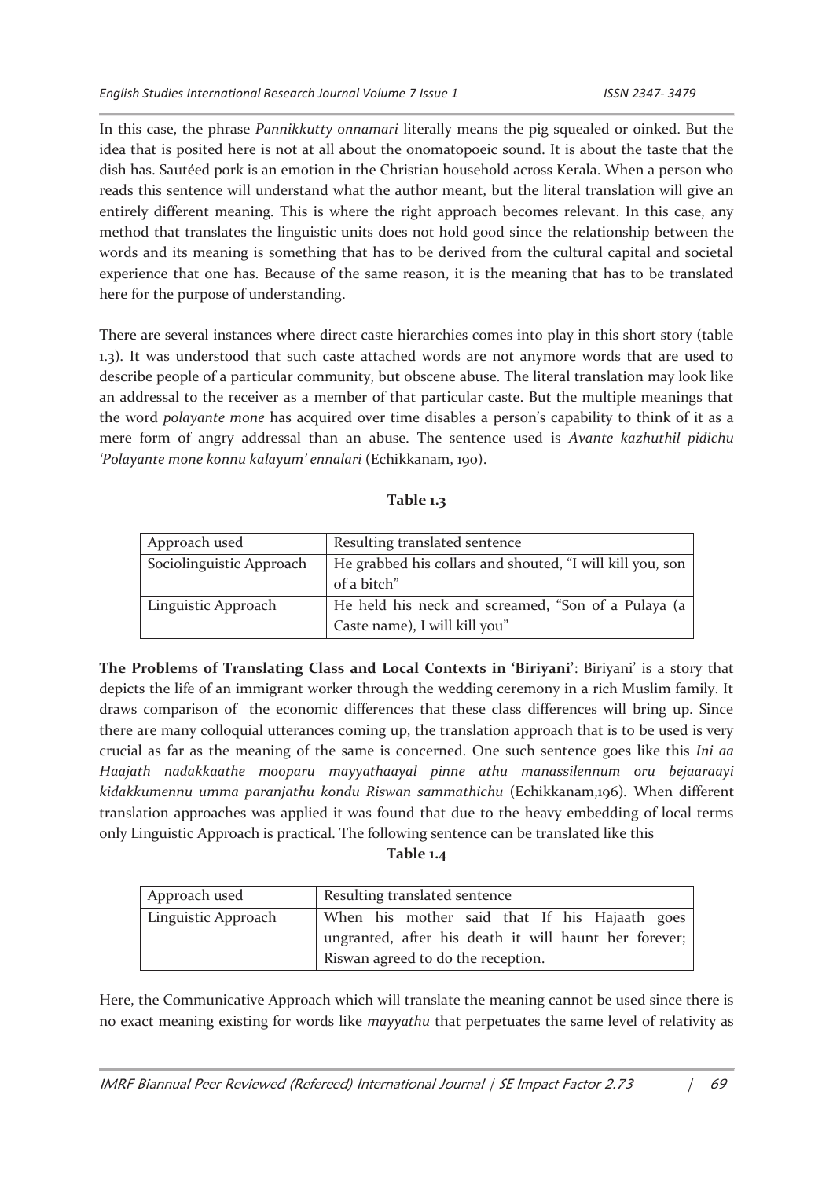In this case, the phrase *Pannikkutty onnamari* literally means the pig squealed or oinked. But the idea that is posited here is not at all about the onomatopoeic sound. It is about the taste that the dish has. Sautéed pork is an emotion in the Christian household across Kerala. When a person who reads this sentence will understand what the author meant, but the literal translation will give an entirely different meaning. This is where the right approach becomes relevant. In this case, any method that translates the linguistic units does not hold good since the relationship between the words and its meaning is something that has to be derived from the cultural capital and societal experience that one has. Because of the same reason, it is the meaning that has to be translated here for the purpose of understanding.

There are several instances where direct caste hierarchies comes into play in this short story (table 1.3). It was understood that such caste attached words are not anymore words that are used to describe people of a particular community, but obscene abuse. The literal translation may look like an addressal to the receiver as a member of that particular caste. But the multiple meanings that the word *polayante mone* has acquired over time disables a person's capability to think of it as a mere form of angry addressal than an abuse. The sentence used is *Avante kazhuthil pidichu 'Polayante mone konnu kalayum' ennalari* (Echikkanam, 190).

**Table 1.3**

| Approach used | Resulting translated sentence |
|---|---|
| Sociolinguistic Approach | He grabbed his collars and shouted, "I will kill you, son of a bitch" |
| Linguistic Approach | He held his neck and screamed, "Son of a Pulaya (a Caste name), I will kill you" |

**The Problems of Translating Class and Local Contexts in 'Biriyani'**: Biriyani' is a story that depicts the life of an immigrant worker through the wedding ceremony in a rich Muslim family. It draws comparison of the economic differences that these class differences will bring up. Since there are many colloquial utterances coming up, the translation approach that is to be used is very crucial as far as the meaning of the same is concerned. One such sentence goes like this *Ini aa Haajath nadakkaathe mooparu mayyathaayal pinne athu manassilennum oru bejaaraayi kidakkumennu umma paranjathu kondu Riswan sammathichu* (Echikkanam,196). When different translation approaches was applied it was found that due to the heavy embedding of local terms only Linguistic Approach is practical. The following sentence can be translated like this

**Table 1.4**

| Approach used | Resulting translated sentence |
|---|---|
| Linguistic Approach | When his mother said that If his Hajaath goes ungranted, after his death it will haunt her forever; Riswan agreed to do the reception. |

Here, the Communicative Approach which will translate the meaning cannot be used since there is no exact meaning existing for words like *mayyathu* that perpetuates the same level of relativity as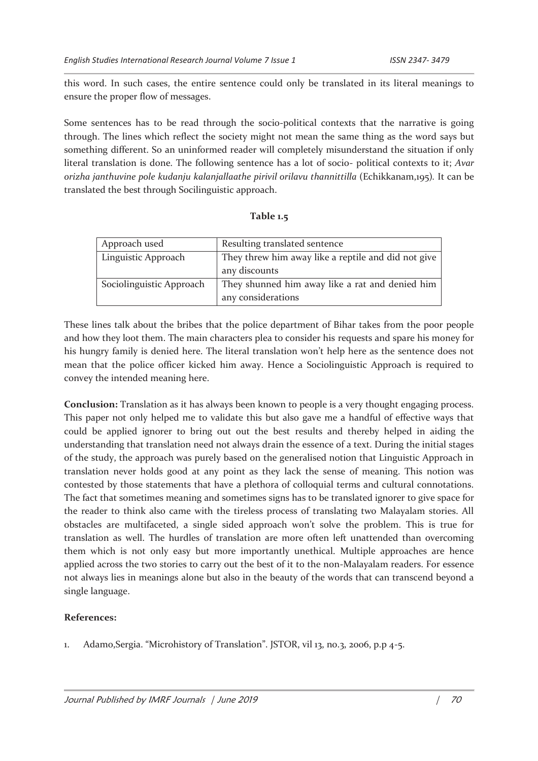this word. In such cases, the entire sentence could only be translated in its literal meanings to ensure the proper flow of messages.

Some sentences has to be read through the socio-political contexts that the narrative is going through. The lines which reflect the society might not mean the same thing as the word says but something different. So an uninformed reader will completely misunderstand the situation if only literal translation is done. The following sentence has a lot of socio- political contexts to it; *Avar orizha janthuvine pole kudanju kalanjallaathe pirivil orilavu thannittilla* (Echikkanam,195). It can be translated the best through Socilinguistic approach.

**Table 1.5**

| Approach used | Resulting translated sentence |
|---|---|
| Linguistic Approach | They threw him away like a reptile and did not give any discounts |
| Sociolinguistic Approach | They shunned him away like a rat and denied him any considerations |

These lines talk about the bribes that the police department of Bihar takes from the poor people and how they loot them. The main characters plea to consider his requests and spare his money for his hungry family is denied here. The literal translation won't help here as the sentence does not mean that the police officer kicked him away. Hence a Sociolinguistic Approach is required to convey the intended meaning here.

**Conclusion:** Translation as it has always been known to people is a very thought engaging process. This paper not only helped me to validate this but also gave me a handful of effective ways that could be applied ignorer to bring out out the best results and thereby helped in aiding the understanding that translation need not always drain the essence of a text. During the initial stages of the study, the approach was purely based on the generalised notion that Linguistic Approach in translation never holds good at any point as they lack the sense of meaning. This notion was contested by those statements that have a plethora of colloquial terms and cultural connotations. The fact that sometimes meaning and sometimes signs has to be translated ignorer to give space for the reader to think also came with the tireless process of translating two Malayalam stories. All obstacles are multifaceted, a single sided approach won't solve the problem. This is true for translation as well. The hurdles of translation are more often left unattended than overcoming them which is not only easy but more importantly unethical. Multiple approaches are hence applied across the two stories to carry out the best of it to the non-Malayalam readers. For essence not always lies in meanings alone but also in the beauty of the words that can transcend beyond a single language.

**References:**

1. Adamo,Sergia. "Microhistory of Translation". JSTOR, vil 13, no.3, 2006, p.p 4-5.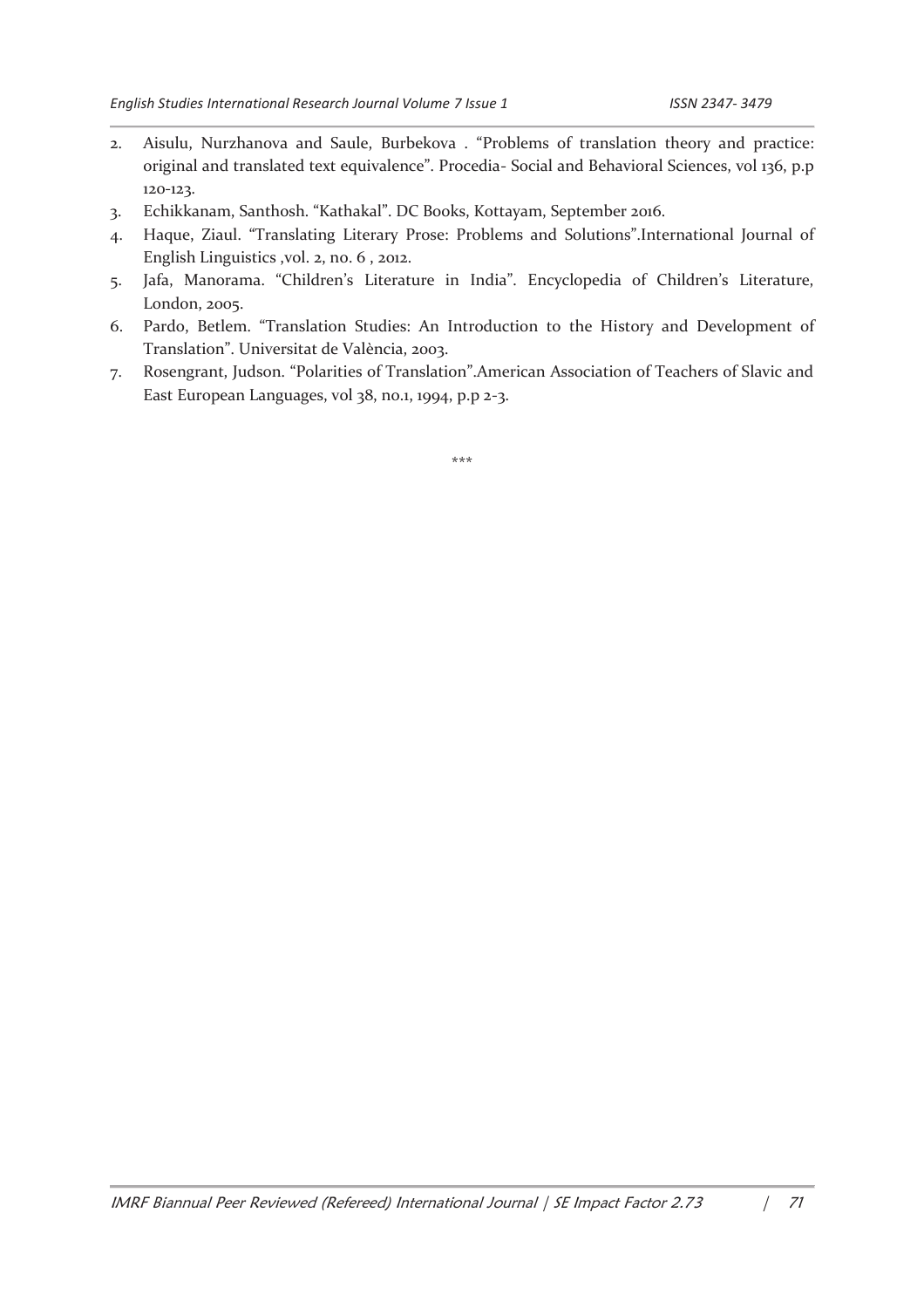2. Aisulu, Nurzhanova and Saule, Burbekova . "Problems of translation theory and practice: original and translated text equivalence". Procedia- Social and Behavioral Sciences, vol 136, p.p 120-123.
3. Echikkanam, Santhosh. "Kathakal". DC Books, Kottayam, September 2016.
4. Haque, Ziaul. "Translating Literary Prose: Problems and Solutions".International Journal of English Linguistics ,vol. 2, no. 6 , 2012.
5. Jafa, Manorama. "Children's Literature in India". Encyclopedia of Children's Literature, London, 2005.
6. Pardo, Betlem. "Translation Studies: An Introduction to the History and Development of Translation". Universitat de València, 2003.
7. Rosengrant, Judson. "Polarities of Translation".American Association of Teachers of Slavic and East European Languages, vol 38, no.1, 1994, p.p 2-3.

***